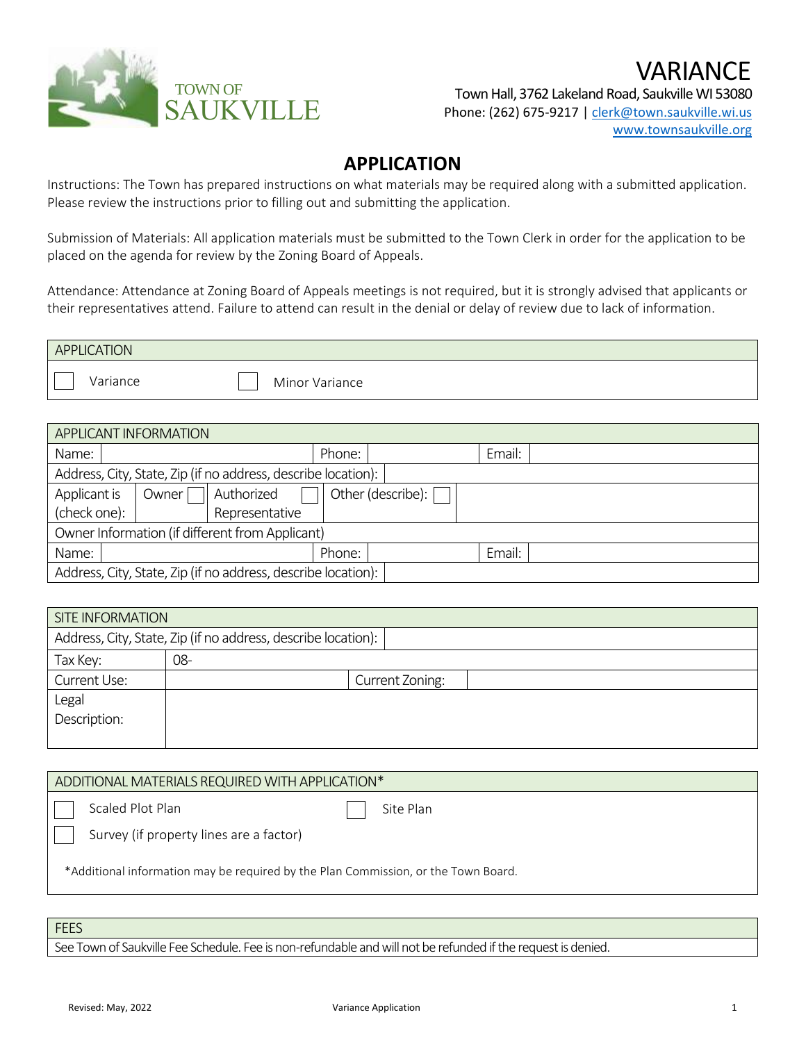TOWN OF SAUKVILLE

# VARIANCE

Town Hall, 3762 Lakeland Road, Saukville WI 53080
Phone: (262) 675-9217 | clerk@town.saukville.wi.us
www.townsaukville.org

## APPLICATION

Instructions: The Town has prepared instructions on what materials may be required along with a submitted application. Please review the instructions prior to filling out and submitting the application.

Submission of Materials: All application materials must be submitted to the Town Clerk in order for the application to be placed on the agenda for review by the Zoning Board of Appeals.

Attendance: Attendance at Zoning Board of Appeals meetings is not required, but it is strongly advised that applicants or their representatives attend. Failure to attend can result in the denial or delay of review due to lack of information.

| APPLICATION | |
|---|---|
| ☐ Variance | ☐ Minor Variance |

| APPLICANT INFORMATION | | | | | |
|---|---|---|---|---|---|
| Name: | | Phone: | | Email: | |
| Address, City, State, Zip (if no address, describe location): | | | | | |
| Applicant is (check one): | Owner ☐ | Authorized Representative ☐ | Other (describe): ☐ | | |
| Owner Information (if different from Applicant) | | | | | |
| Name: | | Phone: | | Email: | |
| Address, City, State, Zip (if no address, describe location): | | | | | |

| SITE INFORMATION | | | |
|---|---|---|---|
| Address, City, State, Zip (if no address, describe location): | | | |
| Tax Key: | 08- | | |
| Current Use: | | Current Zoning: | |
| Legal Description: | | | |

| ADDITIONAL MATERIALS REQUIRED WITH APPLICATION* | |
|---|---|
| ☐ Scaled Plot Plan | ☐ Site Plan |
| ☐ Survey (if property lines are a factor) | |

*Additional information may be required by the Plan Commission, or the Town Board.

| FEES |
|---|
| See Town of Saukville Fee Schedule. Fee is non-refundable and will not be refunded if the request is denied. |

Revised: May, 2022 Variance Application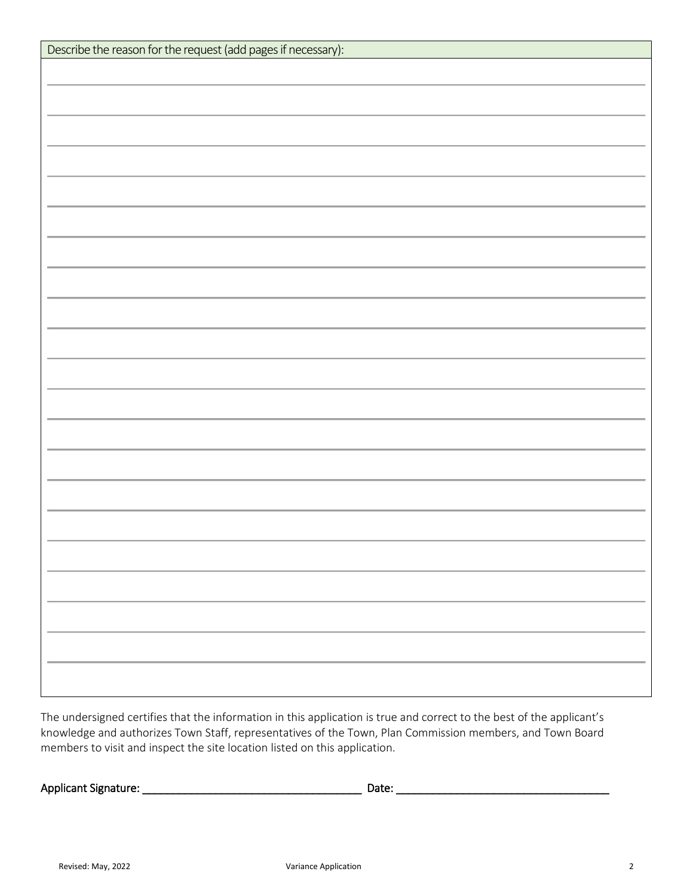| Describe the reason for the request (add pages if necessary): |
| --- |
| |

The undersigned certifies that the information in this application is true and correct to the best of the applicant's knowledge and authorizes Town Staff, representatives of the Town, Plan Commission members, and Town Board members to visit and inspect the site location listed on this application.

**Applicant Signature:** ___________________________________ **Date:** ___________________________________